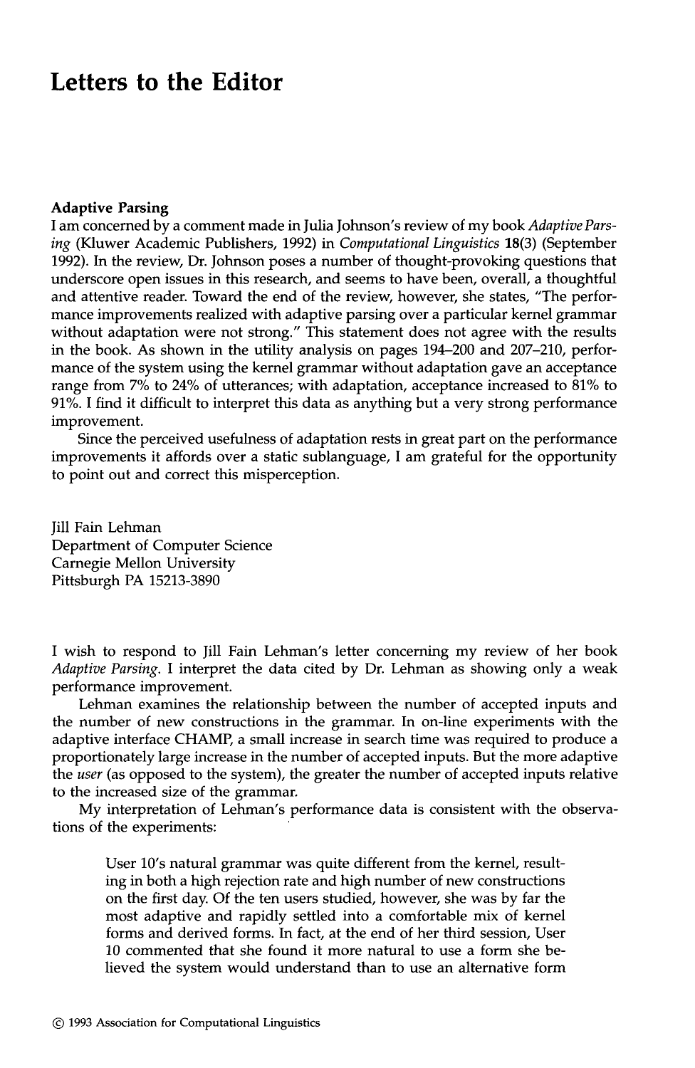# Letters to the Editor

**Adaptive Parsing**

I am concerned by a comment made in Julia Johnson's review of my book *Adaptive Parsing* (Kluwer Academic Publishers, 1992) in *Computational Linguistics* **18**(3) (September 1992). In the review, Dr. Johnson poses a number of thought-provoking questions that underscore open issues in this research, and seems to have been, overall, a thoughtful and attentive reader. Toward the end of the review, however, she states, "The performance improvements realized with adaptive parsing over a particular kernel grammar without adaptation were not strong." This statement does not agree with the results in the book. As shown in the utility analysis on pages 194–200 and 207–210, performance of the system using the kernel grammar without adaptation gave an acceptance range from 7% to 24% of utterances; with adaptation, acceptance increased to 81% to 91%. I find it difficult to interpret this data as anything but a very strong performance improvement.

Since the perceived usefulness of adaptation rests in great part on the performance improvements it affords over a static sublanguage, I am grateful for the opportunity to point out and correct this misperception.

Jill Fain Lehman
Department of Computer Science
Carnegie Mellon University
Pittsburgh PA 15213-3890

I wish to respond to Jill Fain Lehman's letter concerning my review of her book *Adaptive Parsing*. I interpret the data cited by Dr. Lehman as showing only a weak performance improvement.

Lehman examines the relationship between the number of accepted inputs and the number of new constructions in the grammar. In on-line experiments with the adaptive interface CHAMP, a small increase in search time was required to produce a proportionately large increase in the number of accepted inputs. But the more adaptive the *user* (as opposed to the system), the greater the number of accepted inputs relative to the increased size of the grammar.

My interpretation of Lehman's performance data is consistent with the observations of the experiments:

> User 10's natural grammar was quite different from the kernel, resulting in both a high rejection rate and high number of new constructions on the first day. Of the ten users studied, however, she was by far the most adaptive and rapidly settled into a comfortable mix of kernel forms and derived forms. In fact, at the end of her third session, User 10 commented that she found it more natural to use a form she believed the system would understand than to use an alternative form

© 1993 Association for Computational Linguistics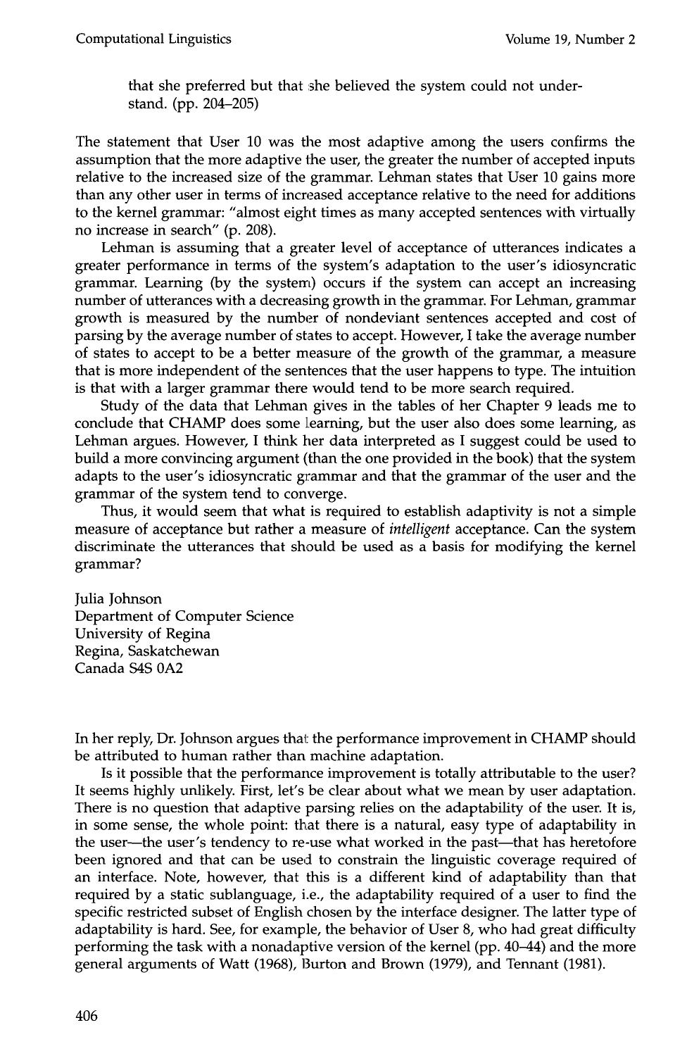that she preferred but that she believed the system could not understand. (pp. 204–205)

The statement that User 10 was the most adaptive among the users confirms the assumption that the more adaptive the user, the greater the number of accepted inputs relative to the increased size of the grammar. Lehman states that User 10 gains more than any other user in terms of increased acceptance relative to the need for additions to the kernel grammar: "almost eight times as many accepted sentences with virtually no increase in search" (p. 208).

Lehman is assuming that a greater level of acceptance of utterances indicates a greater performance in terms of the system's adaptation to the user's idiosyncratic grammar. Learning (by the system) occurs if the system can accept an increasing number of utterances with a decreasing growth in the grammar. For Lehman, grammar growth is measured by the number of nondeviant sentences accepted and cost of parsing by the average number of states to accept. However, I take the average number of states to accept to be a better measure of the growth of the grammar, a measure that is more independent of the sentences that the user happens to type. The intuition is that with a larger grammar there would tend to be more search required.

Study of the data that Lehman gives in the tables of her Chapter 9 leads me to conclude that CHAMP does some learning, but the user also does some learning, as Lehman argues. However, I think her data interpreted as I suggest could be used to build a more convincing argument (than the one provided in the book) that the system adapts to the user's idiosyncratic grammar and that the grammar of the user and the grammar of the system tend to converge.

Thus, it would seem that what is required to establish adaptivity is not a simple measure of acceptance but rather a measure of *intelligent* acceptance. Can the system discriminate the utterances that should be used as a basis for modifying the kernel grammar?

Julia Johnson
Department of Computer Science
University of Regina
Regina, Saskatchewan
Canada S4S 0A2

In her reply, Dr. Johnson argues that the performance improvement in CHAMP should be attributed to human rather than machine adaptation.

Is it possible that the performance improvement is totally attributable to the user? It seems highly unlikely. First, let's be clear about what we mean by user adaptation. There is no question that adaptive parsing relies on the adaptability of the user. It is, in some sense, the whole point: that there is a natural, easy type of adaptability in the user—the user's tendency to re-use what worked in the past—that has heretofore been ignored and that can be used to constrain the linguistic coverage required of an interface. Note, however, that this is a different kind of adaptability than that required by a static sublanguage, i.e., the adaptability required of a user to find the specific restricted subset of English chosen by the interface designer. The latter type of adaptability is hard. See, for example, the behavior of User 8, who had great difficulty performing the task with a nonadaptive version of the kernel (pp. 40–44) and the more general arguments of Watt (1968), Burton and Brown (1979), and Tennant (1981).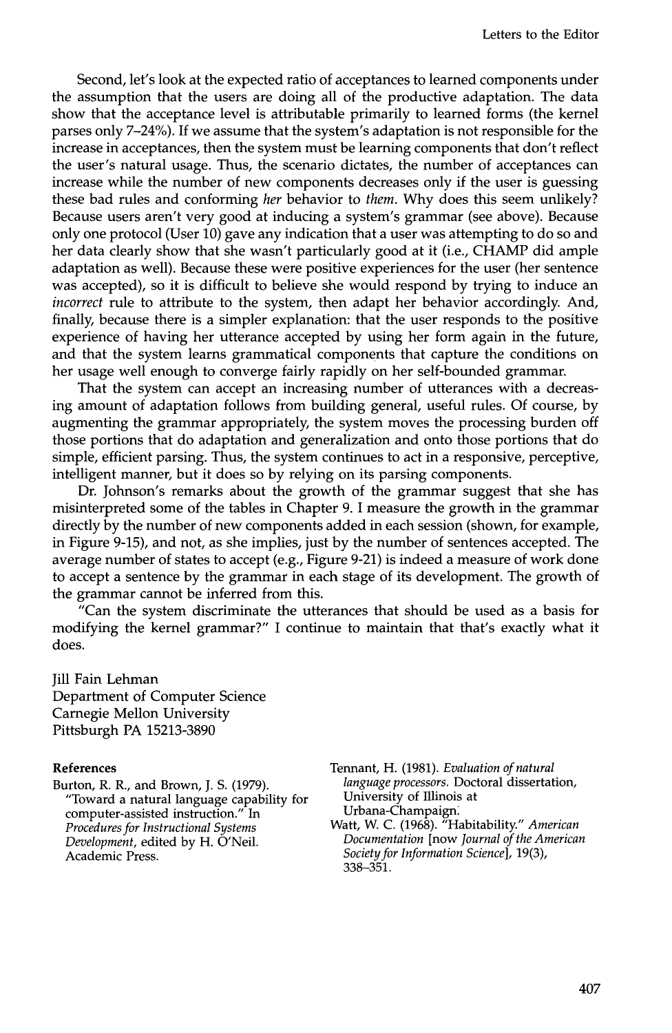Second, let's look at the expected ratio of acceptances to learned components under the assumption that the users are doing all of the productive adaptation. The data show that the acceptance level is attributable primarily to learned forms (the kernel parses only 7–24%). If we assume that the system's adaptation is not responsible for the increase in acceptances, then the system must be learning components that don't reflect the user's natural usage. Thus, the scenario dictates, the number of acceptances can increase while the number of new components decreases only if the user is guessing these bad rules and conforming *her* behavior to *them*. Why does this seem unlikely? Because users aren't very good at inducing a system's grammar (see above). Because only one protocol (User 10) gave any indication that a user was attempting to do so and her data clearly show that she wasn't particularly good at it (i.e., CHAMP did ample adaptation as well). Because these were positive experiences for the user (her sentence was accepted), so it is difficult to believe she would respond by trying to induce an *incorrect* rule to attribute to the system, then adapt her behavior accordingly. And, finally, because there is a simpler explanation: that the user responds to the positive experience of having her utterance accepted by using her form again in the future, and that the system learns grammatical components that capture the conditions on her usage well enough to converge fairly rapidly on her self-bounded grammar.

That the system can accept an increasing number of utterances with a decreasing amount of adaptation follows from building general, useful rules. Of course, by augmenting the grammar appropriately, the system moves the processing burden off those portions that do adaptation and generalization and onto those portions that do simple, efficient parsing. Thus, the system continues to act in a responsive, perceptive, intelligent manner, but it does so by relying on its parsing components.

Dr. Johnson's remarks about the growth of the grammar suggest that she has misinterpreted some of the tables in Chapter 9. I measure the growth in the grammar directly by the number of new components added in each session (shown, for example, in Figure 9-15), and not, as she implies, just by the number of sentences accepted. The average number of states to accept (e.g., Figure 9-21) is indeed a measure of work done to accept a sentence by the grammar in each stage of its development. The growth of the grammar cannot be inferred from this.

"Can the system discriminate the utterances that should be used as a basis for modifying the kernel grammar?" I continue to maintain that that's exactly what it does.

Jill Fain Lehman
Department of Computer Science
Carnegie Mellon University
Pittsburgh PA 15213-3890

**References**

Burton, R. R., and Brown, J. S. (1979). "Toward a natural language capability for computer-assisted instruction." In *Procedures for Instructional Systems Development*, edited by H. O'Neil. Academic Press.

Tennant, H. (1981). *Evaluation of natural language processors.* Doctoral dissertation, University of Illinois at Urbana-Champaign.

Watt, W. C. (1968). "Habitability." *American Documentation* [now *Journal of the American Society for Information Science*], 19(3), 338–351.